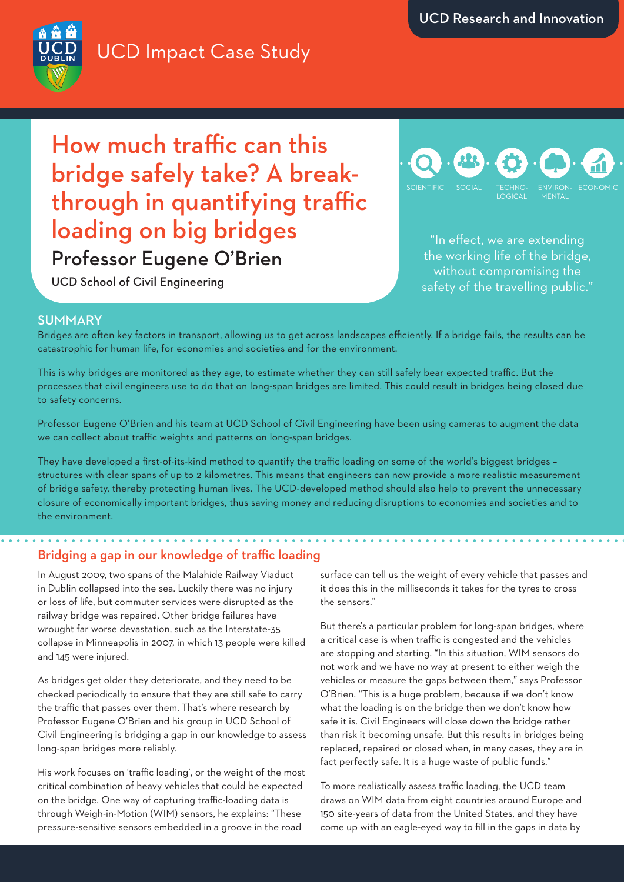UCD Research and Innovation

UCD Impact Case Study

# How much traffic can this bridge safely take? A break-through in quantifying traffic loading on big bridges

## Professor Eugene O'Brien

UCD School of Civil Engineering

SCIENTIFIC · SOCIAL · TECHNOLOGICAL · ENVIRONMENTAL · ECONOMIC

"In effect, we are extending the working life of the bridge, without compromising the safety of the travelling public."

## SUMMARY

Bridges are often key factors in transport, allowing us to get across landscapes efficiently. If a bridge fails, the results can be catastrophic for human life, for economies and societies and for the environment.

This is why bridges are monitored as they age, to estimate whether they can still safely bear expected traffic. But the processes that civil engineers use to do that on long-span bridges are limited. This could result in bridges being closed due to safety concerns.

Professor Eugene O'Brien and his team at UCD School of Civil Engineering have been using cameras to augment the data we can collect about traffic weights and patterns on long-span bridges.

They have developed a first-of-its-kind method to quantify the traffic loading on some of the world's biggest bridges – structures with clear spans of up to 2 kilometres. This means that engineers can now provide a more realistic measurement of bridge safety, thereby protecting human lives. The UCD-developed method should also help to prevent the unnecessary closure of economically important bridges, thus saving money and reducing disruptions to economies and societies and to the environment.

## Bridging a gap in our knowledge of traffic loading

In August 2009, two spans of the Malahide Railway Viaduct in Dublin collapsed into the sea. Luckily there was no injury or loss of life, but commuter services were disrupted as the railway bridge was repaired. Other bridge failures have wrought far worse devastation, such as the Interstate-35 collapse in Minneapolis in 2007, in which 13 people were killed and 145 were injured.

As bridges get older they deteriorate, and they need to be checked periodically to ensure that they are still safe to carry the traffic that passes over them. That's where research by Professor Eugene O'Brien and his group in UCD School of Civil Engineering is bridging a gap in our knowledge to assess long-span bridges more reliably.

His work focuses on 'traffic loading', or the weight of the most critical combination of heavy vehicles that could be expected on the bridge. One way of capturing traffic-loading data is through Weigh-in-Motion (WIM) sensors, he explains: "These pressure-sensitive sensors embedded in a groove in the road surface can tell us the weight of every vehicle that passes and it does this in the milliseconds it takes for the tyres to cross the sensors."

But there's a particular problem for long-span bridges, where a critical case is when traffic is congested and the vehicles are stopping and starting. "In this situation, WIM sensors do not work and we have no way at present to either weigh the vehicles or measure the gaps between them," says Professor O'Brien. "This is a huge problem, because if we don't know what the loading is on the bridge then we don't know how safe it is. Civil Engineers will close down the bridge rather than risk it becoming unsafe. But this results in bridges being replaced, repaired or closed when, in many cases, they are in fact perfectly safe. It is a huge waste of public funds."

To more realistically assess traffic loading, the UCD team draws on WIM data from eight countries around Europe and 150 site-years of data from the United States, and they have come up with an eagle-eyed way to fill in the gaps in data by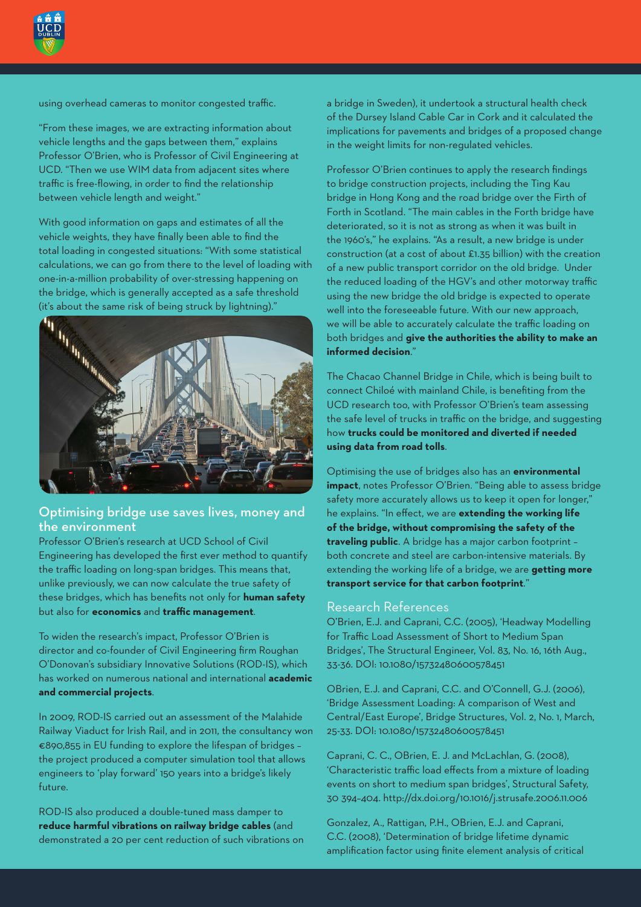using overhead cameras to monitor congested traffic.

"From these images, we are extracting information about vehicle lengths and the gaps between them," explains Professor O'Brien, who is Professor of Civil Engineering at UCD. "Then we use WIM data from adjacent sites where traffic is free-flowing, in order to find the relationship between vehicle length and weight."

With good information on gaps and estimates of all the vehicle weights, they have finally been able to find the total loading in congested situations: "With some statistical calculations, we can go from there to the level of loading with one-in-a-million probability of over-stressing happening on the bridge, which is generally accepted as a safe threshold (it's about the same risk of being struck by lightning)."

## Optimising bridge use saves lives, money and the environment

Professor O'Brien's research at UCD School of Civil Engineering has developed the first ever method to quantify the traffic loading on long-span bridges. This means that, unlike previously, we can now calculate the true safety of these bridges, which has benefits not only for **human safety** but also for **economics** and **traffic management**.

To widen the research's impact, Professor O'Brien is director and co-founder of Civil Engineering firm Roughan O'Donovan's subsidiary Innovative Solutions (ROD-IS), which has worked on numerous national and international **academic and commercial projects**.

In 2009, ROD-IS carried out an assessment of the Malahide Railway Viaduct for Irish Rail, and in 2011, the consultancy won €890,855 in EU funding to explore the lifespan of bridges – the project produced a computer simulation tool that allows engineers to 'play forward' 150 years into a bridge's likely future.

ROD-IS also produced a double-tuned mass damper to **reduce harmful vibrations on railway bridge cables** (and demonstrated a 20 per cent reduction of such vibrations on a bridge in Sweden), it undertook a structural health check of the Dursey Island Cable Car in Cork and it calculated the implications for pavements and bridges of a proposed change in the weight limits for non-regulated vehicles.

Professor O'Brien continues to apply the research findings to bridge construction projects, including the Ting Kau bridge in Hong Kong and the road bridge over the Firth of Forth in Scotland. "The main cables in the Forth bridge have deteriorated, so it is not as strong as when it was built in the 1960's," he explains. "As a result, a new bridge is under construction (at a cost of about £1.35 billion) with the creation of a new public transport corridor on the old bridge. Under the reduced loading of the HGV's and other motorway traffic using the new bridge the old bridge is expected to operate well into the foreseeable future. With our new approach, we will be able to accurately calculate the traffic loading on both bridges and **give the authorities the ability to make an informed decision**."

The Chacao Channel Bridge in Chile, which is being built to connect Chiloé with mainland Chile, is benefiting from the UCD research too, with Professor O'Brien's team assessing the safe level of trucks in traffic on the bridge, and suggesting how **trucks could be monitored and diverted if needed using data from road tolls**.

Optimising the use of bridges also has an **environmental impact**, notes Professor O'Brien. "Being able to assess bridge safety more accurately allows us to keep it open for longer," he explains. "In effect, we are **extending the working life of the bridge, without compromising the safety of the traveling public**. A bridge has a major carbon footprint – both concrete and steel are carbon-intensive materials. By extending the working life of a bridge, we are **getting more transport service for that carbon footprint**."

## Research References

O'Brien, E.J. and Caprani, C.C. (2005), 'Headway Modelling for Traffic Load Assessment of Short to Medium Span Bridges', The Structural Engineer, Vol. 83, No. 16, 16th Aug., 33-36. DOI: 10.1080/15732480600578451

OBrien, E.J. and Caprani, C.C. and O'Connell, G.J. (2006), 'Bridge Assessment Loading: A comparison of West and Central/East Europe', Bridge Structures, Vol. 2, No. 1, March, 25-33. DOI: 10.1080/15732480600578451

Caprani, C. C., OBrien, E. J. and McLachlan, G. (2008), 'Characteristic traffic load effects from a mixture of loading events on short to medium span bridges', Structural Safety, 30 394–404. http://dx.doi.org/10.1016/j.strusafe.2006.11.006

Gonzalez, A., Rattigan, P.H., OBrien, E.J. and Caprani, C.C. (2008), 'Determination of bridge lifetime dynamic amplification factor using finite element analysis of critical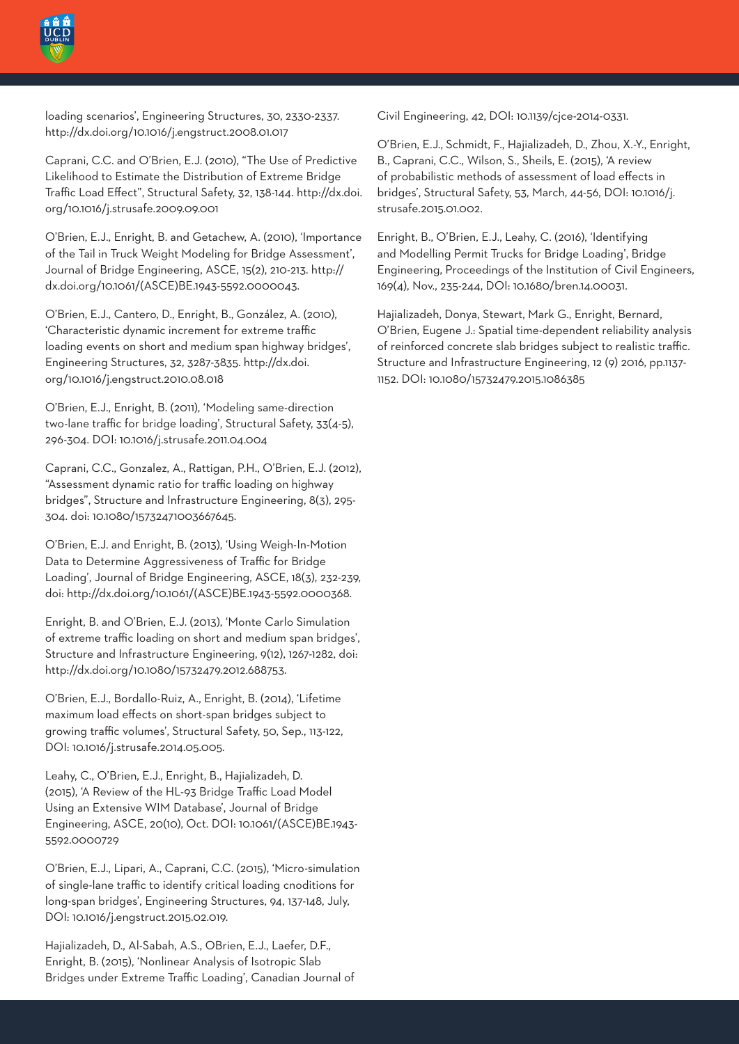loading scenarios', Engineering Structures, 30, 2330-2337. http://dx.doi.org/10.1016/j.engstruct.2008.01.017

Caprani, C.C. and O'Brien, E.J. (2010), "The Use of Predictive Likelihood to Estimate the Distribution of Extreme Bridge Traffic Load Effect", Structural Safety, 32, 138-144. http://dx.doi.org/10.1016/j.strusafe.2009.09.001

O'Brien, E.J., Enright, B. and Getachew, A. (2010), 'Importance of the Tail in Truck Weight Modeling for Bridge Assessment', Journal of Bridge Engineering, ASCE, 15(2), 210-213. http://dx.doi.org/10.1061/(ASCE)BE.1943-5592.0000043.

O'Brien, E.J., Cantero, D., Enright, B., González, A. (2010), 'Characteristic dynamic increment for extreme traffic loading events on short and medium span highway bridges', Engineering Structures, 32, 3287-3835. http://dx.doi.org/10.1016/j.engstruct.2010.08.018

O'Brien, E.J., Enright, B. (2011), 'Modeling same-direction two-lane traffic for bridge loading', Structural Safety, 33(4-5), 296-304. DOI: 10.1016/j.strusafe.2011.04.004

Caprani, C.C., Gonzalez, A., Rattigan, P.H., O'Brien, E.J. (2012), "Assessment dynamic ratio for traffic loading on highway bridges", Structure and Infrastructure Engineering, 8(3), 295-304. doi: 10.1080/15732471003667645.

O'Brien, E.J. and Enright, B. (2013), 'Using Weigh-In-Motion Data to Determine Aggressiveness of Traffic for Bridge Loading', Journal of Bridge Engineering, ASCE, 18(3), 232-239, doi: http://dx.doi.org/10.1061/(ASCE)BE.1943-5592.0000368.

Enright, B. and O'Brien, E.J. (2013), 'Monte Carlo Simulation of extreme traffic loading on short and medium span bridges', Structure and Infrastructure Engineering, 9(12), 1267-1282, doi: http://dx.doi.org/10.1080/15732479.2012.688753.

O'Brien, E.J., Bordallo-Ruiz, A., Enright, B. (2014), 'Lifetime maximum load effects on short-span bridges subject to growing traffic volumes', Structural Safety, 50, Sep., 113-122, DOI: 10.1016/j.strusafe.2014.05.005.

Leahy, C., O'Brien, E.J., Enright, B., Hajializadeh, D. (2015), 'A Review of the HL-93 Bridge Traffic Load Model Using an Extensive WIM Database', Journal of Bridge Engineering, ASCE, 20(10), Oct. DOI: 10.1061/(ASCE)BE.1943-5592.0000729

O'Brien, E.J., Lipari, A., Caprani, C.C. (2015), 'Micro-simulation of single-lane traffic to identify critical loading cnoditions for long-span bridges', Engineering Structures, 94, 137-148, July, DOI: 10.1016/j.engstruct.2015.02.019.

Hajializadeh, D., Al-Sabah, A.S., OBrien, E.J., Laefer, D.F., Enright, B. (2015), 'Nonlinear Analysis of Isotropic Slab Bridges under Extreme Traffic Loading', Canadian Journal of Civil Engineering, 42, DOI: 10.1139/cjce-2014-0331.

O'Brien, E.J., Schmidt, F., Hajializadeh, D., Zhou, X.-Y., Enright, B., Caprani, C.C., Wilson, S., Sheils, E. (2015), 'A review of probabilistic methods of assessment of load effects in bridges', Structural Safety, 53, March, 44-56, DOI: 10.1016/j.strusafe.2015.01.002.

Enright, B., O'Brien, E.J., Leahy, C. (2016), 'Identifying and Modelling Permit Trucks for Bridge Loading', Bridge Engineering, Proceedings of the Institution of Civil Engineers, 169(4), Nov., 235-244, DOI: 10.1680/bren.14.00031.

Hajializadeh, Donya, Stewart, Mark G., Enright, Bernard, O'Brien, Eugene J.: Spatial time-dependent reliability analysis of reinforced concrete slab bridges subject to realistic traffic. Structure and Infrastructure Engineering, 12 (9) 2016, pp.1137-1152. DOI: 10.1080/15732479.2015.1086385